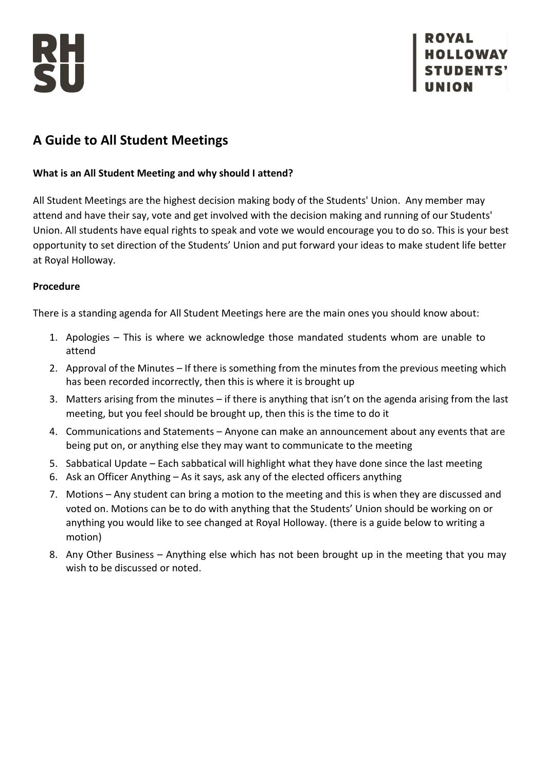# A Guide to All Student Meetings

**What is an All Student Meeting and why should I attend?**

All Student Meetings are the highest decision making body of the Students' Union. Any member may attend and have their say, vote and get involved with the decision making and running of our Students' Union. All students have equal rights to speak and vote we would encourage you to do so. This is your best opportunity to set direction of the Students' Union and put forward your ideas to make student life better at Royal Holloway.

**Procedure**

There is a standing agenda for All Student Meetings here are the main ones you should know about:

1. Apologies – This is where we acknowledge those mandated students whom are unable to attend
2. Approval of the Minutes – If there is something from the minutes from the previous meeting which has been recorded incorrectly, then this is where it is brought up
3. Matters arising from the minutes – if there is anything that isn't on the agenda arising from the last meeting, but you feel should be brought up, then this is the time to do it
4. Communications and Statements – Anyone can make an announcement about any events that are being put on, or anything else they may want to communicate to the meeting
5. Sabbatical Update – Each sabbatical will highlight what they have done since the last meeting
6. Ask an Officer Anything – As it says, ask any of the elected officers anything
7. Motions – Any student can bring a motion to the meeting and this is when they are discussed and voted on. Motions can be to do with anything that the Students' Union should be working on or anything you would like to see changed at Royal Holloway. (there is a guide below to writing a motion)
8. Any Other Business – Anything else which has not been brought up in the meeting that you may wish to be discussed or noted.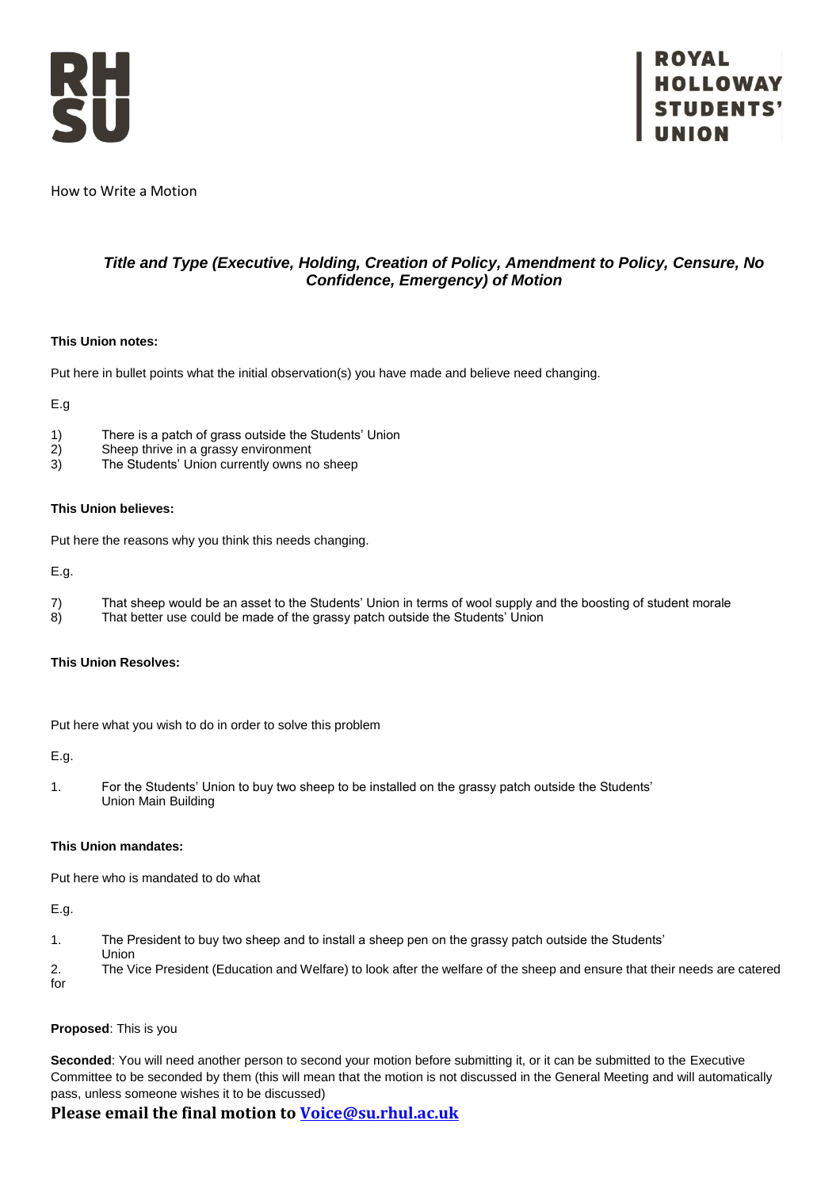RHSU

ROYAL HOLLOWAY STUDENTS' UNION

How to Write a Motion

### *Title and Type (Executive, Holding, Creation of Policy, Amendment to Policy, Censure, No Confidence, Emergency) of Motion*

**This Union notes:**

Put here in bullet points what the initial observation(s) you have made and believe need changing.

E.g

1) There is a patch of grass outside the Students' Union
2) Sheep thrive in a grassy environment
3) The Students' Union currently owns no sheep

**This Union believes:**

Put here the reasons why you think this needs changing.

E.g.

7) That sheep would be an asset to the Students' Union in terms of wool supply and the boosting of student morale
8) That better use could be made of the grassy patch outside the Students' Union

**This Union Resolves:**

Put here what you wish to do in order to solve this problem

E.g.

1. For the Students' Union to buy two sheep to be installed on the grassy patch outside the Students' Union Main Building

**This Union mandates:**

Put here who is mandated to do what

E.g.

1. The President to buy two sheep and to install a sheep pen on the grassy patch outside the Students' Union
2. The Vice President (Education and Welfare) to look after the welfare of the sheep and ensure that their needs are catered for

**Proposed**: This is you

**Seconded**: You will need another person to second your motion before submitting it, or it can be submitted to the Executive Committee to be seconded by them (this will mean that the motion is not discussed in the General Meeting and will automatically pass, unless someone wishes it to be discussed)

**Please email the final motion to [Voice@su.rhul.ac.uk](mailto:Voice@su.rhul.ac.uk)**